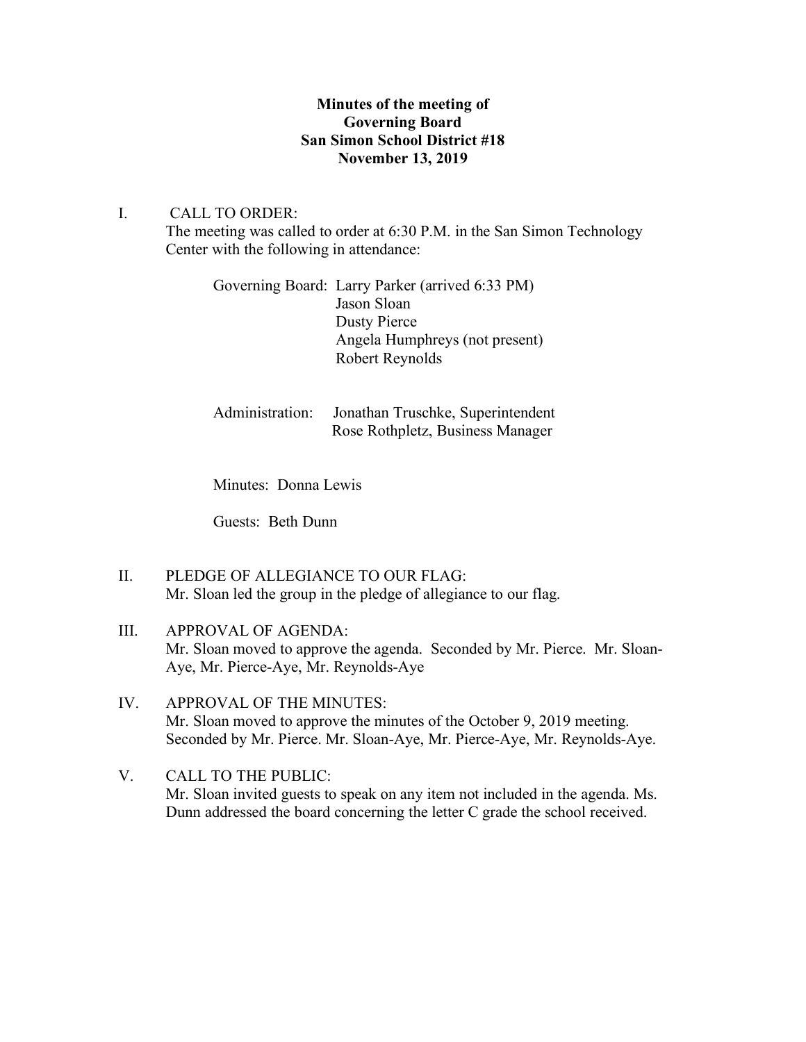**Minutes of the meeting of**
**Governing Board**
**San Simon School District #18**
**November 13, 2019**

I. CALL TO ORDER:
The meeting was called to order at 6:30 P.M. in the San Simon Technology Center with the following in attendance:

Governing Board: Larry Parker (arrived 6:33 PM)
Jason Sloan
Dusty Pierce
Angela Humphreys (not present)
Robert Reynolds

Administration: Jonathan Truschke, Superintendent
Rose Rothpletz, Business Manager

Minutes: Donna Lewis

Guests: Beth Dunn

II. PLEDGE OF ALLEGIANCE TO OUR FLAG:
Mr. Sloan led the group in the pledge of allegiance to our flag.

III. APPROVAL OF AGENDA:
Mr. Sloan moved to approve the agenda. Seconded by Mr. Pierce. Mr. Sloan-Aye, Mr. Pierce-Aye, Mr. Reynolds-Aye

IV. APPROVAL OF THE MINUTES:
Mr. Sloan moved to approve the minutes of the October 9, 2019 meeting. Seconded by Mr. Pierce. Mr. Sloan-Aye, Mr. Pierce-Aye, Mr. Reynolds-Aye.

V. CALL TO THE PUBLIC:
Mr. Sloan invited guests to speak on any item not included in the agenda. Ms. Dunn addressed the board concerning the letter C grade the school received.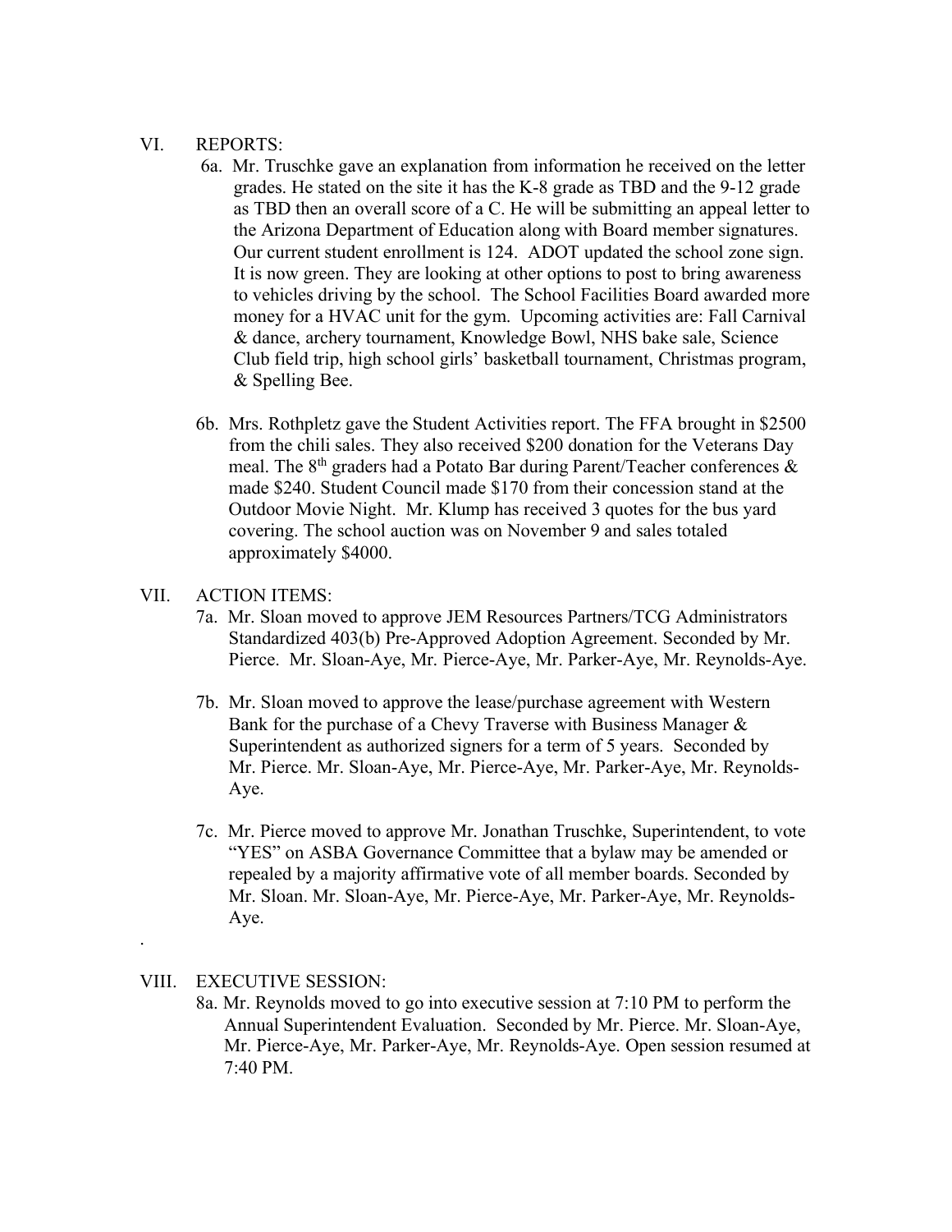VI. REPORTS:

6a. Mr. Truschke gave an explanation from information he received on the letter grades. He stated on the site it has the K-8 grade as TBD and the 9-12 grade as TBD then an overall score of a C. He will be submitting an appeal letter to the Arizona Department of Education along with Board member signatures. Our current student enrollment is 124. ADOT updated the school zone sign. It is now green. They are looking at other options to post to bring awareness to vehicles driving by the school. The School Facilities Board awarded more money for a HVAC unit for the gym. Upcoming activities are: Fall Carnival & dance, archery tournament, Knowledge Bowl, NHS bake sale, Science Club field trip, high school girls' basketball tournament, Christmas program, & Spelling Bee.

6b. Mrs. Rothpletz gave the Student Activities report. The FFA brought in $2500 from the chili sales. They also received $200 donation for the Veterans Day meal. The 8th graders had a Potato Bar during Parent/Teacher conferences & made $240. Student Council made $170 from their concession stand at the Outdoor Movie Night. Mr. Klump has received 3 quotes for the bus yard covering. The school auction was on November 9 and sales totaled approximately $4000.

VII. ACTION ITEMS:

7a. Mr. Sloan moved to approve JEM Resources Partners/TCG Administrators Standardized 403(b) Pre-Approved Adoption Agreement. Seconded by Mr. Pierce. Mr. Sloan-Aye, Mr. Pierce-Aye, Mr. Parker-Aye, Mr. Reynolds-Aye.

7b. Mr. Sloan moved to approve the lease/purchase agreement with Western Bank for the purchase of a Chevy Traverse with Business Manager & Superintendent as authorized signers for a term of 5 years. Seconded by Mr. Pierce. Mr. Sloan-Aye, Mr. Pierce-Aye, Mr. Parker-Aye, Mr. Reynolds-Aye.

7c. Mr. Pierce moved to approve Mr. Jonathan Truschke, Superintendent, to vote "YES" on ASBA Governance Committee that a bylaw may be amended or repealed by a majority affirmative vote of all member boards. Seconded by Mr. Sloan. Mr. Sloan-Aye, Mr. Pierce-Aye, Mr. Parker-Aye, Mr. Reynolds-Aye.

.

VIII. EXECUTIVE SESSION:

8a. Mr. Reynolds moved to go into executive session at 7:10 PM to perform the Annual Superintendent Evaluation. Seconded by Mr. Pierce. Mr. Sloan-Aye, Mr. Pierce-Aye, Mr. Parker-Aye, Mr. Reynolds-Aye. Open session resumed at 7:40 PM.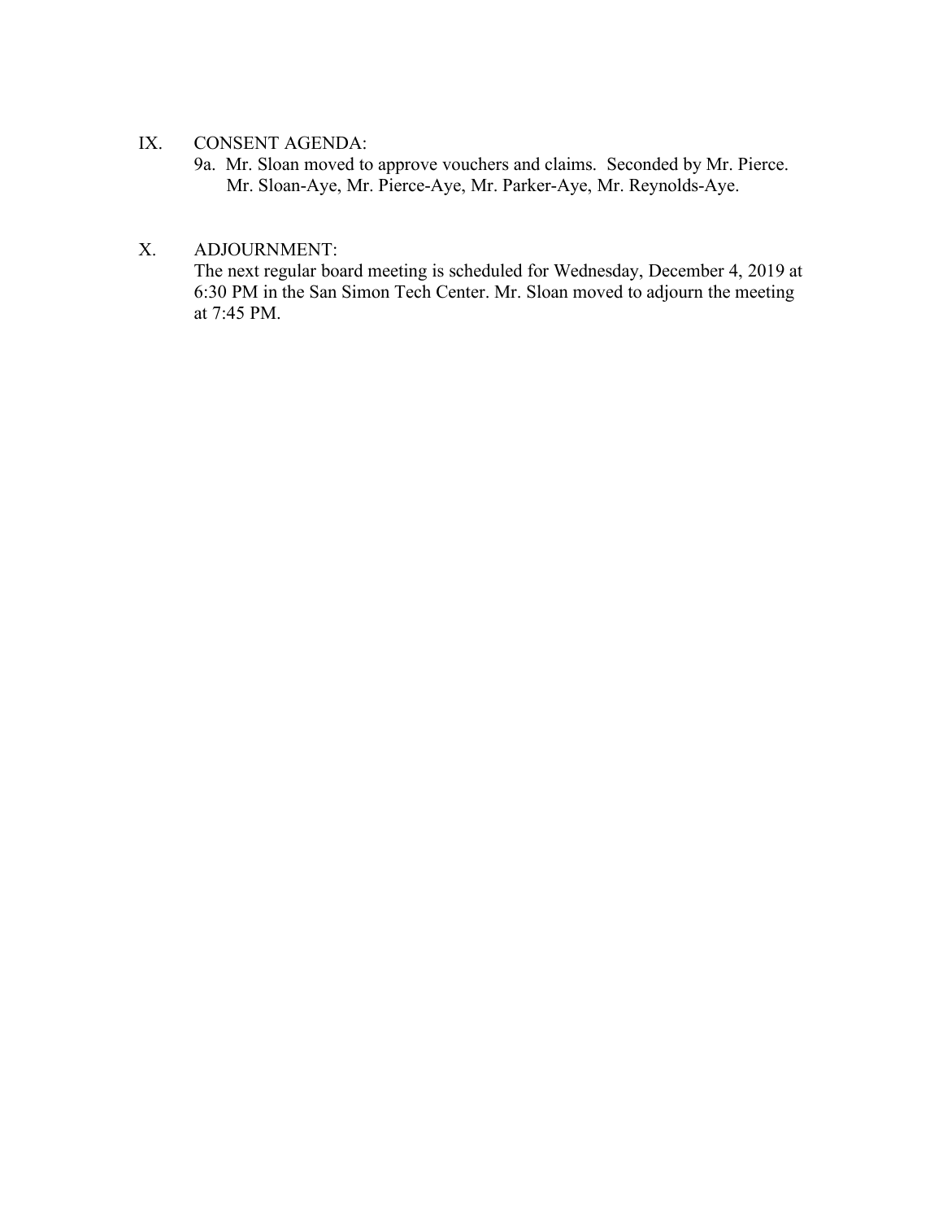IX. CONSENT AGENDA:

9a. Mr. Sloan moved to approve vouchers and claims. Seconded by Mr. Pierce. Mr. Sloan-Aye, Mr. Pierce-Aye, Mr. Parker-Aye, Mr. Reynolds-Aye.

X. ADJOURNMENT:

The next regular board meeting is scheduled for Wednesday, December 4, 2019 at 6:30 PM in the San Simon Tech Center. Mr. Sloan moved to adjourn the meeting at 7:45 PM.